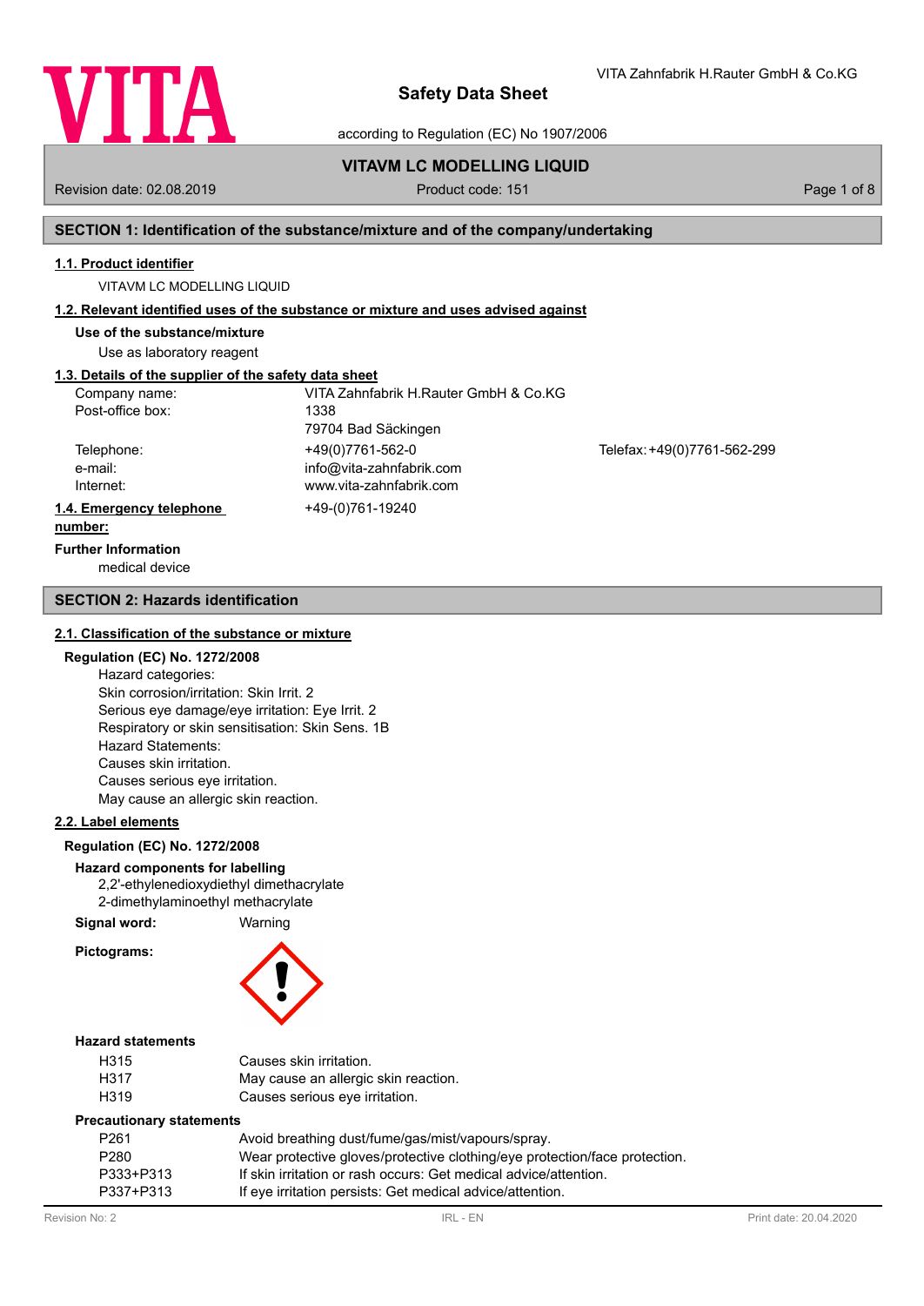# Safety Data Sheet

according to Regulation (EC) No 1907/2006

VITA Zahnfabrik H.Rauter GmbH & Co.KG

**VITAVM LC MODELLING LIQUID**

Revision date: 02.08.2019 | Product code: 151

## SECTION 1: Identification of the substance/mixture and of the company/undertaking

### 1.1. Product identifier

VITAVM LC MODELLING LIQUID

### 1.2. Relevant identified uses of the substance or mixture and uses advised against

**Use of the substance/mixture**

Use as laboratory reagent

### 1.3. Details of the supplier of the safety data sheet

| | | |
|---|---|---|
| Company name: | VITA Zahnfabrik H.Rauter GmbH & Co.KG | |
| Post-office box: | 1338 | |
| | 79704 Bad Säckingen | |
| Telephone: | +49(0)7761-562-0 | Telefax: +49(0)7761-562-299 |
| e-mail: | info@vita-zahnfabrik.com | |
| Internet: | www.vita-zahnfabrik.com | |

### 1.4. Emergency telephone number:

+49-(0)761-19240

**Further Information**

medical device

## SECTION 2: Hazards identification

### 2.1. Classification of the substance or mixture

**Regulation (EC) No. 1272/2008**

Hazard categories:
Skin corrosion/irritation: Skin Irrit. 2
Serious eye damage/eye irritation: Eye Irrit. 2
Respiratory or skin sensitisation: Skin Sens. 1B
Hazard Statements:
Causes skin irritation.
Causes serious eye irritation.
May cause an allergic skin reaction.

### 2.2. Label elements

**Regulation (EC) No. 1272/2008**

**Hazard components for labelling**

2,2'-ethylenedioxydiethyl dimethacrylate
2-dimethylaminoethyl methacrylate

**Signal word:** Warning

**Pictograms:**

**Hazard statements**

| | |
|---|---|
| H315 | Causes skin irritation. |
| H317 | May cause an allergic skin reaction. |
| H319 | Causes serious eye irritation. |

**Precautionary statements**

| | |
|---|---|
| P261 | Avoid breathing dust/fume/gas/mist/vapours/spray. |
| P280 | Wear protective gloves/protective clothing/eye protection/face protection. |
| P333+P313 | If skin irritation or rash occurs: Get medical advice/attention. |
| P337+P313 | If eye irritation persists: Get medical advice/attention. |

Revision No: 2 | IRL - EN | Print date: 20.04.2020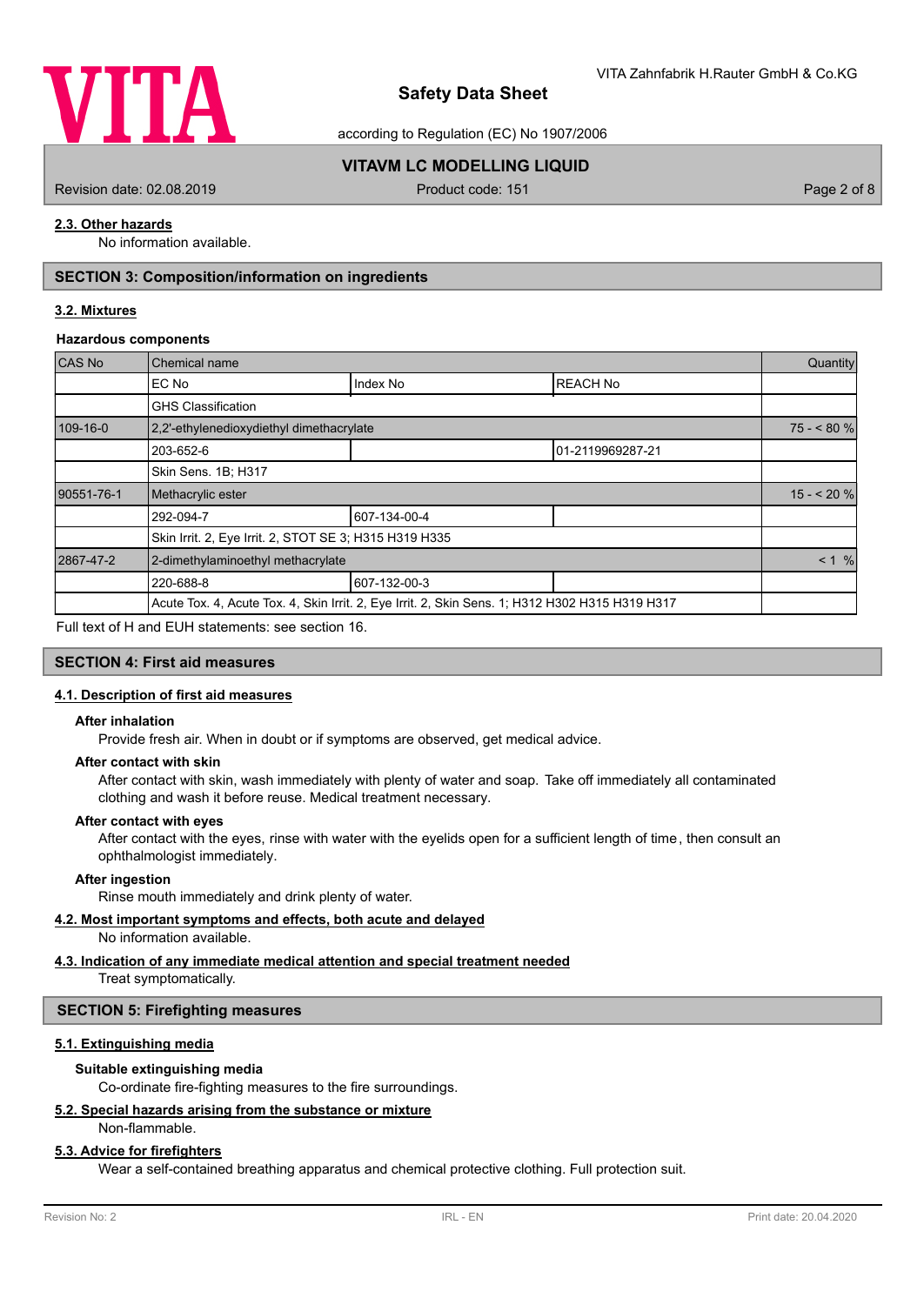### 2.3. Other hazards

No information available.

## SECTION 3: Composition/information on ingredients

### 3.2. Mixtures

**Hazardous components**

| CAS No | Chemical name | | | Quantity |
|---|---|---|---|---|
| | EC No | Index No | REACH No | |
| | GHS Classification | | | |
| 109-16-0 | 2,2'-ethylenedioxydiethyl dimethacrylate | | | 75 - < 80 % |
| | 203-652-6 | | 01-2119969287-21 | |
| | Skin Sens. 1B; H317 | | | |
| 90551-76-1 | Methacrylic ester | | | 15 - < 20 % |
| | 292-094-7 | 607-134-00-4 | | |
| | Skin Irrit. 2, Eye Irrit. 2, STOT SE 3; H315 H319 H335 | | | |
| 2867-47-2 | 2-dimethylaminoethyl methacrylate | | | < 1 % |
| | 220-688-8 | 607-132-00-3 | | |
| | Acute Tox. 4, Acute Tox. 4, Skin Irrit. 2, Eye Irrit. 2, Skin Sens. 1; H312 H302 H315 H319 H317 | | | |

Full text of H and EUH statements: see section 16.

## SECTION 4: First aid measures

### 4.1. Description of first aid measures

**After inhalation**

Provide fresh air. When in doubt or if symptoms are observed, get medical advice.

**After contact with skin**

After contact with skin, wash immediately with plenty of water and soap. Take off immediately all contaminated clothing and wash it before reuse. Medical treatment necessary.

**After contact with eyes**

After contact with the eyes, rinse with water with the eyelids open for a sufficient length of time, then consult an ophthalmologist immediately.

**After ingestion**

Rinse mouth immediately and drink plenty of water.

### 4.2. Most important symptoms and effects, both acute and delayed

No information available.

### 4.3. Indication of any immediate medical attention and special treatment needed

Treat symptomatically.

## SECTION 5: Firefighting measures

### 5.1. Extinguishing media

**Suitable extinguishing media**

Co-ordinate fire-fighting measures to the fire surroundings.

### 5.2. Special hazards arising from the substance or mixture

Non-flammable.

### 5.3. Advice for firefighters

Wear a self-contained breathing apparatus and chemical protective clothing. Full protection suit.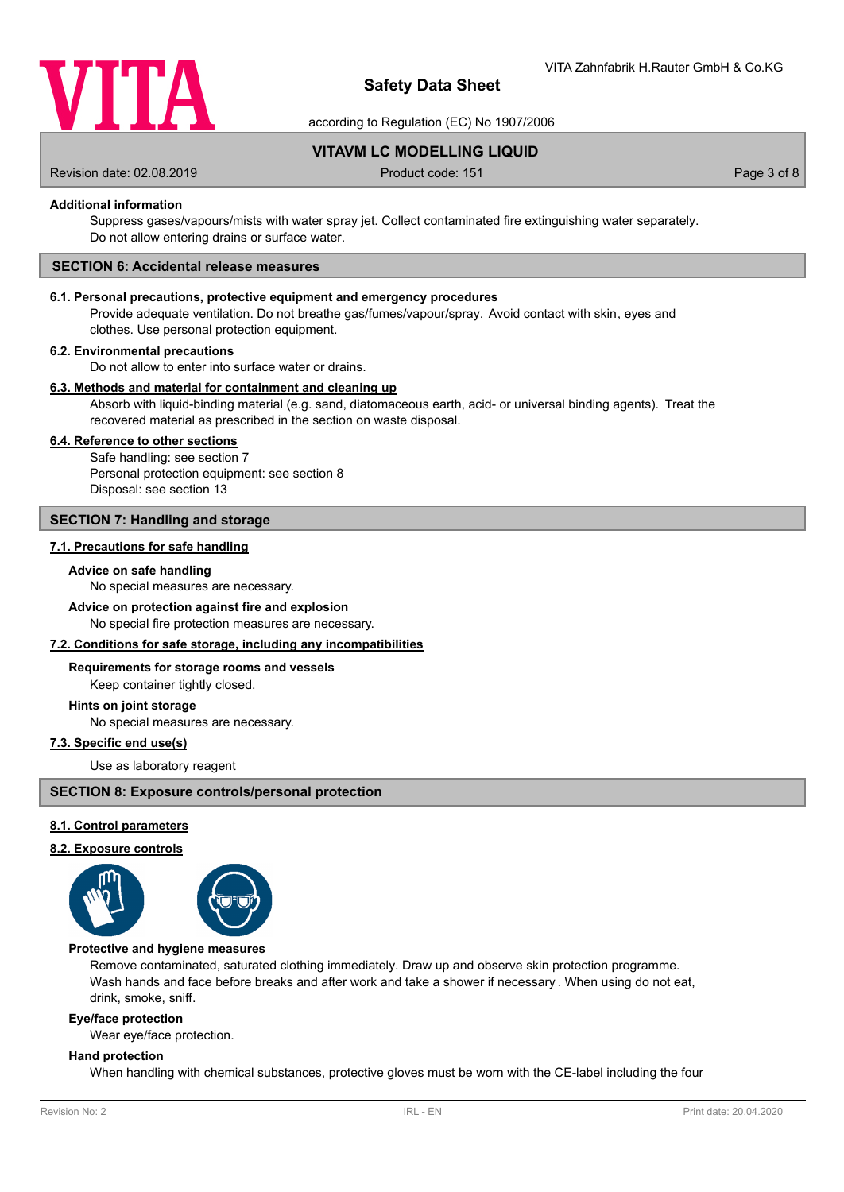**Additional information**

Suppress gases/vapours/mists with water spray jet. Collect contaminated fire extinguishing water separately. Do not allow entering drains or surface water.

## SECTION 6: Accidental release measures

### 6.1. Personal precautions, protective equipment and emergency procedures

Provide adequate ventilation. Do not breathe gas/fumes/vapour/spray. Avoid contact with skin, eyes and clothes. Use personal protection equipment.

### 6.2. Environmental precautions

Do not allow to enter into surface water or drains.

### 6.3. Methods and material for containment and cleaning up

Absorb with liquid-binding material (e.g. sand, diatomaceous earth, acid- or universal binding agents). Treat the recovered material as prescribed in the section on waste disposal.

### 6.4. Reference to other sections

Safe handling: see section 7
Personal protection equipment: see section 8
Disposal: see section 13

## SECTION 7: Handling and storage

### 7.1. Precautions for safe handling

**Advice on safe handling**

No special measures are necessary.

**Advice on protection against fire and explosion**

No special fire protection measures are necessary.

### 7.2. Conditions for safe storage, including any incompatibilities

**Requirements for storage rooms and vessels**

Keep container tightly closed.

**Hints on joint storage**

No special measures are necessary.

### 7.3. Specific end use(s)

Use as laboratory reagent

## SECTION 8: Exposure controls/personal protection

### 8.1. Control parameters

### 8.2. Exposure controls

**Protective and hygiene measures**

Remove contaminated, saturated clothing immediately. Draw up and observe skin protection programme. Wash hands and face before breaks and after work and take a shower if necessary . When using do not eat, drink, smoke, sniff.

**Eye/face protection**

Wear eye/face protection.

**Hand protection**

When handling with chemical substances, protective gloves must be worn with the CE-label including the four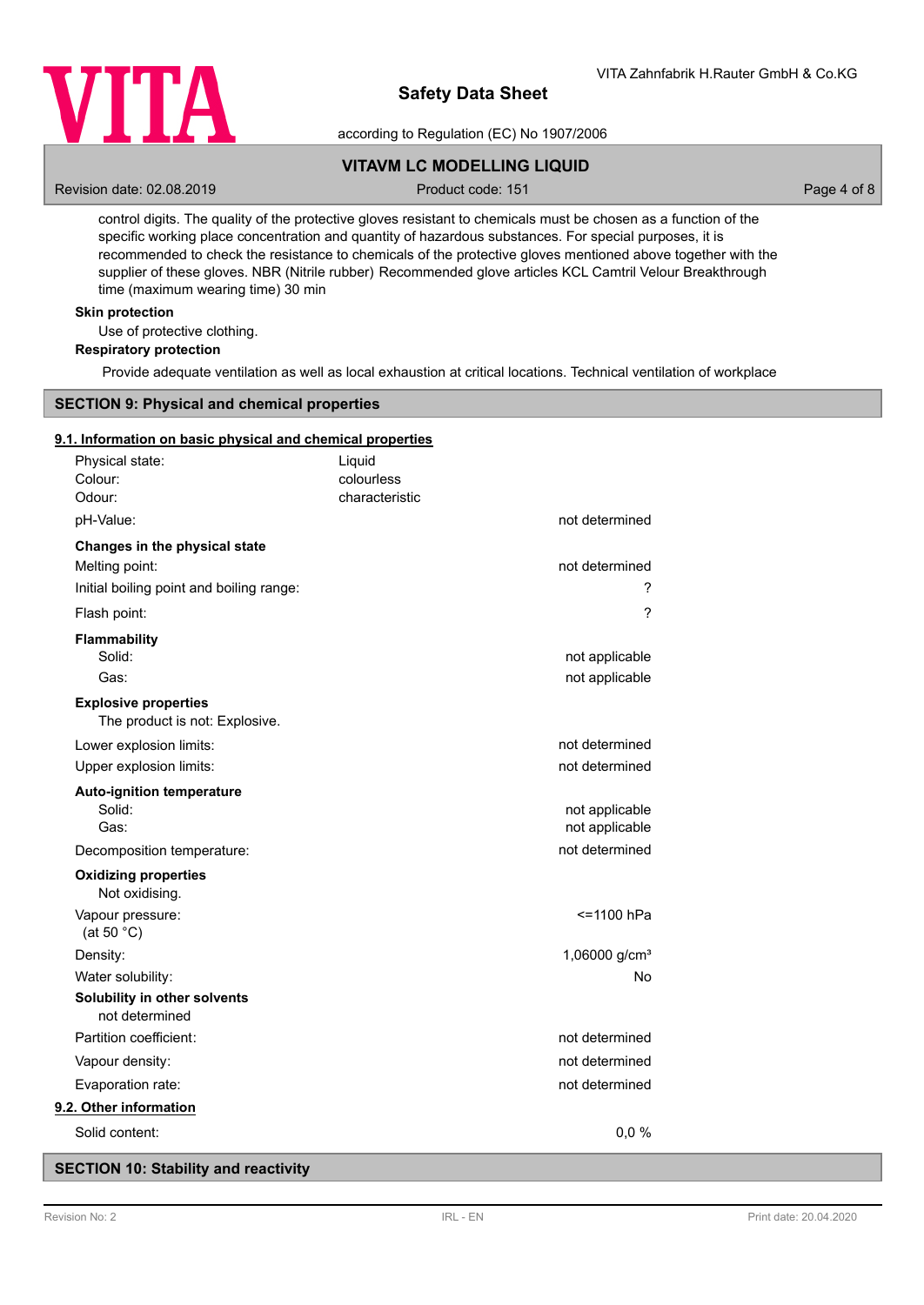control digits. The quality of the protective gloves resistant to chemicals must be chosen as a function of the specific working place concentration and quantity of hazardous substances. For special purposes, it is recommended to check the resistance to chemicals of the protective gloves mentioned above together with the supplier of these gloves. NBR (Nitrile rubber) Recommended glove articles KCL Camtril Velour Breakthrough time (maximum wearing time) 30 min

**Skin protection**

Use of protective clothing.

**Respiratory protection**

Provide adequate ventilation as well as local exhaustion at critical locations. Technical ventilation of workplace

## SECTION 9: Physical and chemical properties

### 9.1. Information on basic physical and chemical properties

| | | |
|---|---|---|
| Physical state: | Liquid | |
| Colour: | colourless | |
| Odour: | characteristic | |
| pH-Value: | | not determined |
| **Changes in the physical state** | | |
| Melting point: | | not determined |
| Initial boiling point and boiling range: | | ? |
| Flash point: | | ? |
| **Flammability** | | |
| Solid: | | not applicable |
| Gas: | | not applicable |
| **Explosive properties** | | |
| The product is not: Explosive. | | |
| Lower explosion limits: | | not determined |
| Upper explosion limits: | | not determined |
| **Auto-ignition temperature** | | |
| Solid: | | not applicable |
| Gas: | | not applicable |
| Decomposition temperature: | | not determined |
| **Oxidizing properties** | | |
| Not oxidising. | | |
| Vapour pressure: (at 50 °C) | | <=1100 hPa |
| Density: | | 1,06000 g/cm³ |
| Water solubility: | | No |
| **Solubility in other solvents** | | |
| not determined | | |
| Partition coefficient: | | not determined |
| Vapour density: | | not determined |
| Evaporation rate: | | not determined |

### 9.2. Other information

| | |
|---|---|
| Solid content: | 0,0 % |

## SECTION 10: Stability and reactivity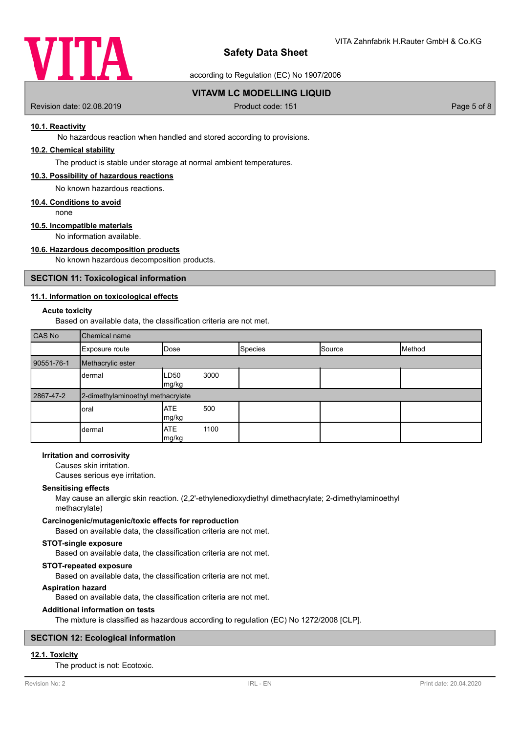#### 10.1. Reactivity

No hazardous reaction when handled and stored according to provisions.

#### 10.2. Chemical stability

The product is stable under storage at normal ambient temperatures.

#### 10.3. Possibility of hazardous reactions

No known hazardous reactions.

#### 10.4. Conditions to avoid

none

#### 10.5. Incompatible materials

No information available.

#### 10.6. Hazardous decomposition products

No known hazardous decomposition products.

## SECTION 11: Toxicological information

#### 11.1. Information on toxicological effects

**Acute toxicity**

Based on available data, the classification criteria are not met.

| CAS No | Chemical name | | | | |
|---|---|---|---|---|---|
| | Exposure route | Dose | Species | Source | Method |
| 90551-76-1 | Methacrylic ester | | | | |
| | dermal | LD50 3000 mg/kg | | | |
| 2867-47-2 | 2-dimethylaminoethyl methacrylate | | | | |
| | oral | ATE 500 mg/kg | | | |
| | dermal | ATE 1100 mg/kg | | | |

**Irritation and corrosivity**

Causes skin irritation.
Causes serious eye irritation.

**Sensitising effects**

May cause an allergic skin reaction. (2,2'-ethylenedioxydiethyl dimethacrylate; 2-dimethylaminoethyl methacrylate)

**Carcinogenic/mutagenic/toxic effects for reproduction**

Based on available data, the classification criteria are not met.

**STOT-single exposure**

Based on available data, the classification criteria are not met.

**STOT-repeated exposure**

Based on available data, the classification criteria are not met.

**Aspiration hazard**

Based on available data, the classification criteria are not met.

**Additional information on tests**

The mixture is classified as hazardous according to regulation (EC) No 1272/2008 [CLP].

## SECTION 12: Ecological information

#### 12.1. Toxicity

The product is not: Ecotoxic.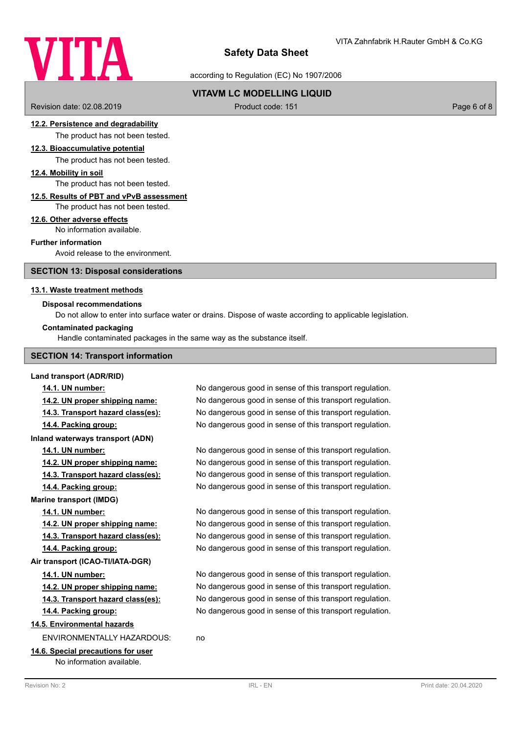#### 12.2. Persistence and degradability

The product has not been tested.

#### 12.3. Bioaccumulative potential

The product has not been tested.

#### 12.4. Mobility in soil

The product has not been tested.

#### 12.5. Results of PBT and vPvB assessment

The product has not been tested.

#### 12.6. Other adverse effects

No information available.

**Further information**

Avoid release to the environment.

## SECTION 13: Disposal considerations

#### 13.1. Waste treatment methods

**Disposal recommendations**

Do not allow to enter into surface water or drains. Dispose of waste according to applicable legislation.

**Contaminated packaging**

Handle contaminated packages in the same way as the substance itself.

## SECTION 14: Transport information

**Land transport (ADR/RID)**

| | |
|---|---|
| **14.1. UN number:** | No dangerous good in sense of this transport regulation. |
| **14.2. UN proper shipping name:** | No dangerous good in sense of this transport regulation. |
| **14.3. Transport hazard class(es):** | No dangerous good in sense of this transport regulation. |
| **14.4. Packing group:** | No dangerous good in sense of this transport regulation. |

**Inland waterways transport (ADN)**

| | |
|---|---|
| **14.1. UN number:** | No dangerous good in sense of this transport regulation. |
| **14.2. UN proper shipping name:** | No dangerous good in sense of this transport regulation. |
| **14.3. Transport hazard class(es):** | No dangerous good in sense of this transport regulation. |
| **14.4. Packing group:** | No dangerous good in sense of this transport regulation. |

**Marine transport (IMDG)**

| | |
|---|---|
| **14.1. UN number:** | No dangerous good in sense of this transport regulation. |
| **14.2. UN proper shipping name:** | No dangerous good in sense of this transport regulation. |
| **14.3. Transport hazard class(es):** | No dangerous good in sense of this transport regulation. |
| **14.4. Packing group:** | No dangerous good in sense of this transport regulation. |

**Air transport (ICAO-TI/IATA-DGR)**

| | |
|---|---|
| **14.1. UN number:** | No dangerous good in sense of this transport regulation. |
| **14.2. UN proper shipping name:** | No dangerous good in sense of this transport regulation. |
| **14.3. Transport hazard class(es):** | No dangerous good in sense of this transport regulation. |
| **14.4. Packing group:** | No dangerous good in sense of this transport regulation. |

#### 14.5. Environmental hazards

ENVIRONMENTALLY HAZARDOUS: no

#### 14.6. Special precautions for user

No information available.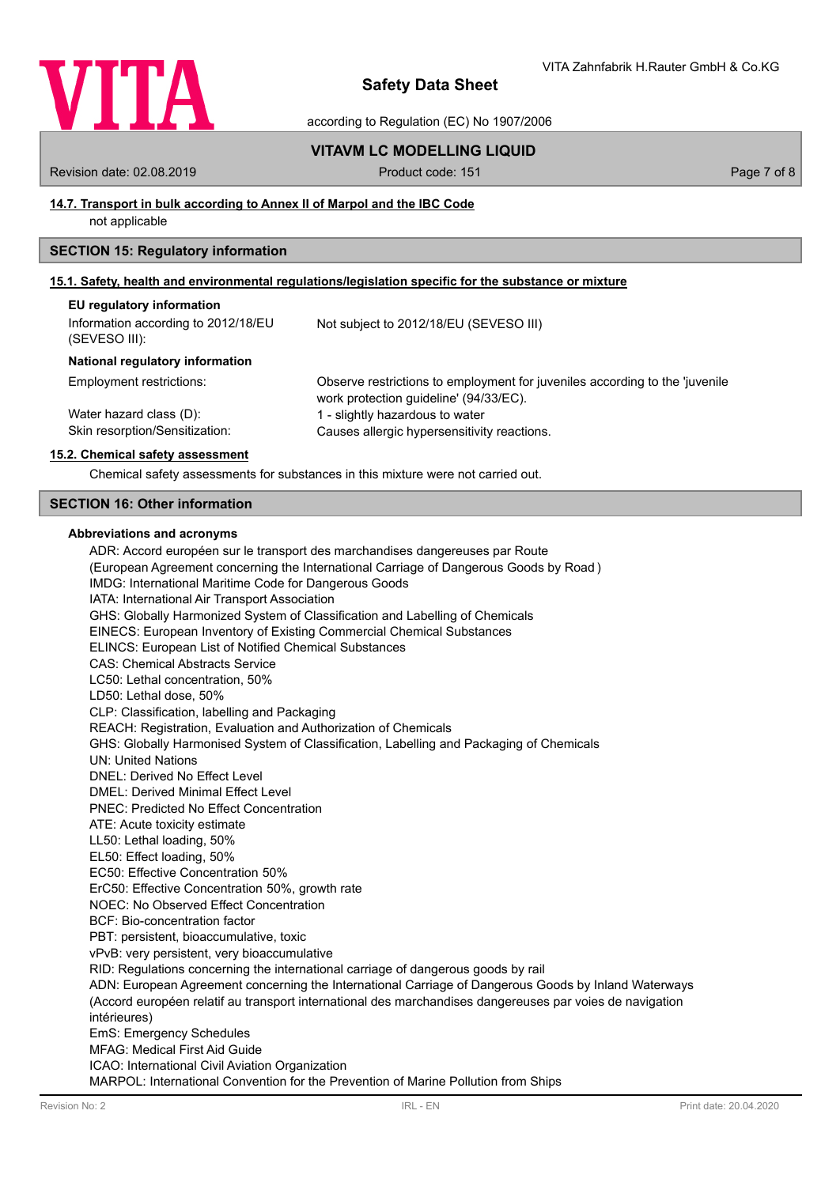#### 14.7. Transport in bulk according to Annex II of Marpol and the IBC Code

not applicable

## SECTION 15: Regulatory information

#### 15.1. Safety, health and environmental regulations/legislation specific for the substance or mixture

**EU regulatory information**

| | |
|---|---|
| Information according to 2012/18/EU (SEVESO III): | Not subject to 2012/18/EU (SEVESO III) |

**National regulatory information**

| | |
|---|---|
| Employment restrictions: | Observe restrictions to employment for juveniles according to the 'juvenile work protection guideline' (94/33/EC). |
| Water hazard class (D): | 1 - slightly hazardous to water |
| Skin resorption/Sensitization: | Causes allergic hypersensitivity reactions. |

#### 15.2. Chemical safety assessment

Chemical safety assessments for substances in this mixture were not carried out.

## SECTION 16: Other information

**Abbreviations and acronyms**

ADR: Accord européen sur le transport des marchandises dangereuses par Route
(European Agreement concerning the International Carriage of Dangerous Goods by Road )
IMDG: International Maritime Code for Dangerous Goods
IATA: International Air Transport Association
GHS: Globally Harmonized System of Classification and Labelling of Chemicals
EINECS: European Inventory of Existing Commercial Chemical Substances
ELINCS: European List of Notified Chemical Substances
CAS: Chemical Abstracts Service
LC50: Lethal concentration, 50%
LD50: Lethal dose, 50%
CLP: Classification, labelling and Packaging
REACH: Registration, Evaluation and Authorization of Chemicals
GHS: Globally Harmonised System of Classification, Labelling and Packaging of Chemicals
UN: United Nations
DNEL: Derived No Effect Level
DMEL: Derived Minimal Effect Level
PNEC: Predicted No Effect Concentration
ATE: Acute toxicity estimate
LL50: Lethal loading, 50%
EL50: Effect loading, 50%
EC50: Effective Concentration 50%
ErC50: Effective Concentration 50%, growth rate
NOEC: No Observed Effect Concentration
BCF: Bio-concentration factor
PBT: persistent, bioaccumulative, toxic
vPvB: very persistent, very bioaccumulative
RID: Regulations concerning the international carriage of dangerous goods by rail
ADN: European Agreement concerning the International Carriage of Dangerous Goods by Inland Waterways
(Accord européen relatif au transport international des marchandises dangereuses par voies de navigation intérieures)
EmS: Emergency Schedules
MFAG: Medical First Aid Guide
ICAO: International Civil Aviation Organization
MARPOL: International Convention for the Prevention of Marine Pollution from Ships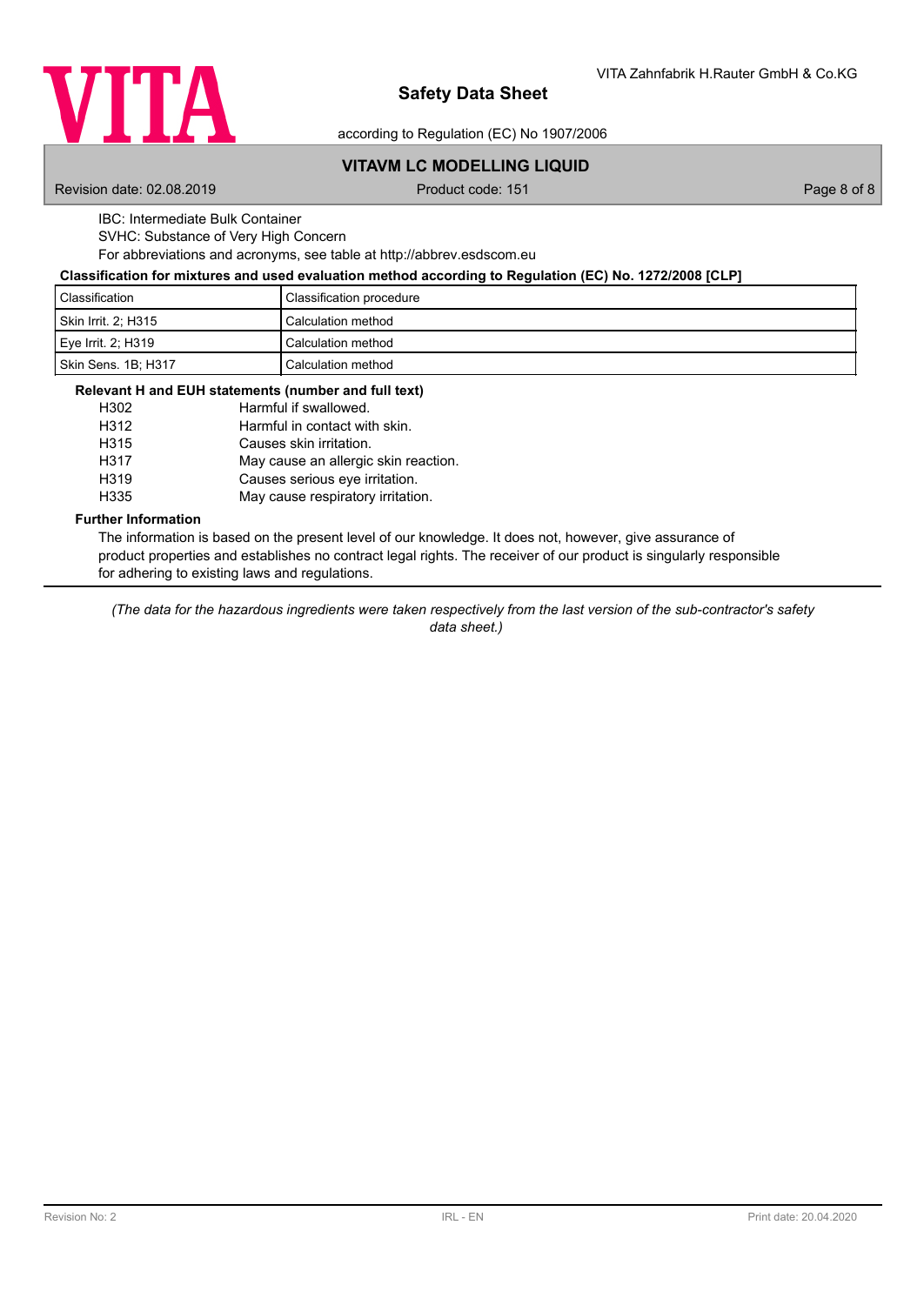IBC: Intermediate Bulk Container
SVHC: Substance of Very High Concern
For abbreviations and acronyms, see table at http://abbrev.esdscom.eu

**Classification for mixtures and used evaluation method according to Regulation (EC) No. 1272/2008 [CLP]**

| Classification | Classification procedure |
|---|---|
| Skin Irrit. 2; H315 | Calculation method |
| Eye Irrit. 2; H319 | Calculation method |
| Skin Sens. 1B; H317 | Calculation method |

**Relevant H and EUH statements (number and full text)**

| | |
|---|---|
| H302 | Harmful if swallowed. |
| H312 | Harmful in contact with skin. |
| H315 | Causes skin irritation. |
| H317 | May cause an allergic skin reaction. |
| H319 | Causes serious eye irritation. |
| H335 | May cause respiratory irritation. |

**Further Information**

The information is based on the present level of our knowledge. It does not, however, give assurance of product properties and establishes no contract legal rights. The receiver of our product is singularly responsible for adhering to existing laws and regulations.

---

*(The data for the hazardous ingredients were taken respectively from the last version of the sub-contractor's safety data sheet.)*